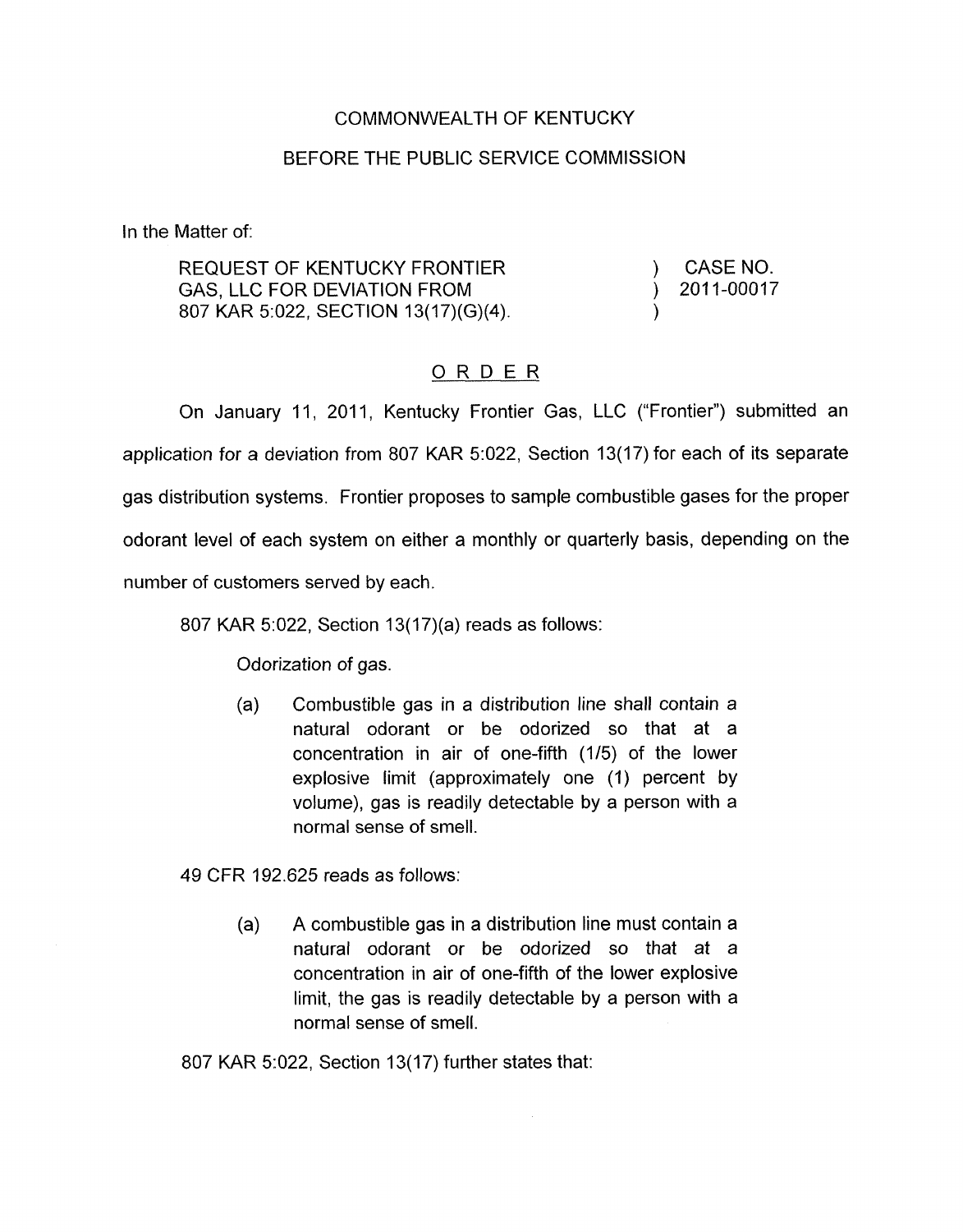COMMONWEALTH OF KENTUCKY

BEFORE THE PUBLIC SERVICE COMMISSION

In the Matter of:

| | | |
|---|---|---|
| REQUEST OF KENTUCKY FRONTIER GAS, LLC FOR DEVIATION FROM 807 KAR 5:022, SECTION 13(17)(G)(4). | ) ) ) | CASE NO. 2011-00017 |

# ORDER

On January 11, 2011, Kentucky Frontier Gas, LLC ("Frontier") submitted an application for a deviation from 807 KAR 5:022, Section 13(17) for each of its separate gas distribution systems. Frontier proposes to sample combustible gases for the proper odorant level of each system on either a monthly or quarterly basis, depending on the number of customers served by each.

807 KAR 5:022, Section 13(17)(a) reads as follows:

> Odorization of gas.
>
> (a) Combustible gas in a distribution line shall contain a natural odorant or be odorized so that at a concentration in air of one-fifth (1/5) of the lower explosive limit (approximately one (1) percent by volume), gas is readily detectable by a person with a normal sense of smell.

49 CFR 192.625 reads as follows:

> (a) A combustible gas in a distribution line must contain a natural odorant or be odorized so that at a concentration in air of one-fifth of the lower explosive limit, the gas is readily detectable by a person with a normal sense of smell.

807 KAR 5:022, Section 13(17) further states that: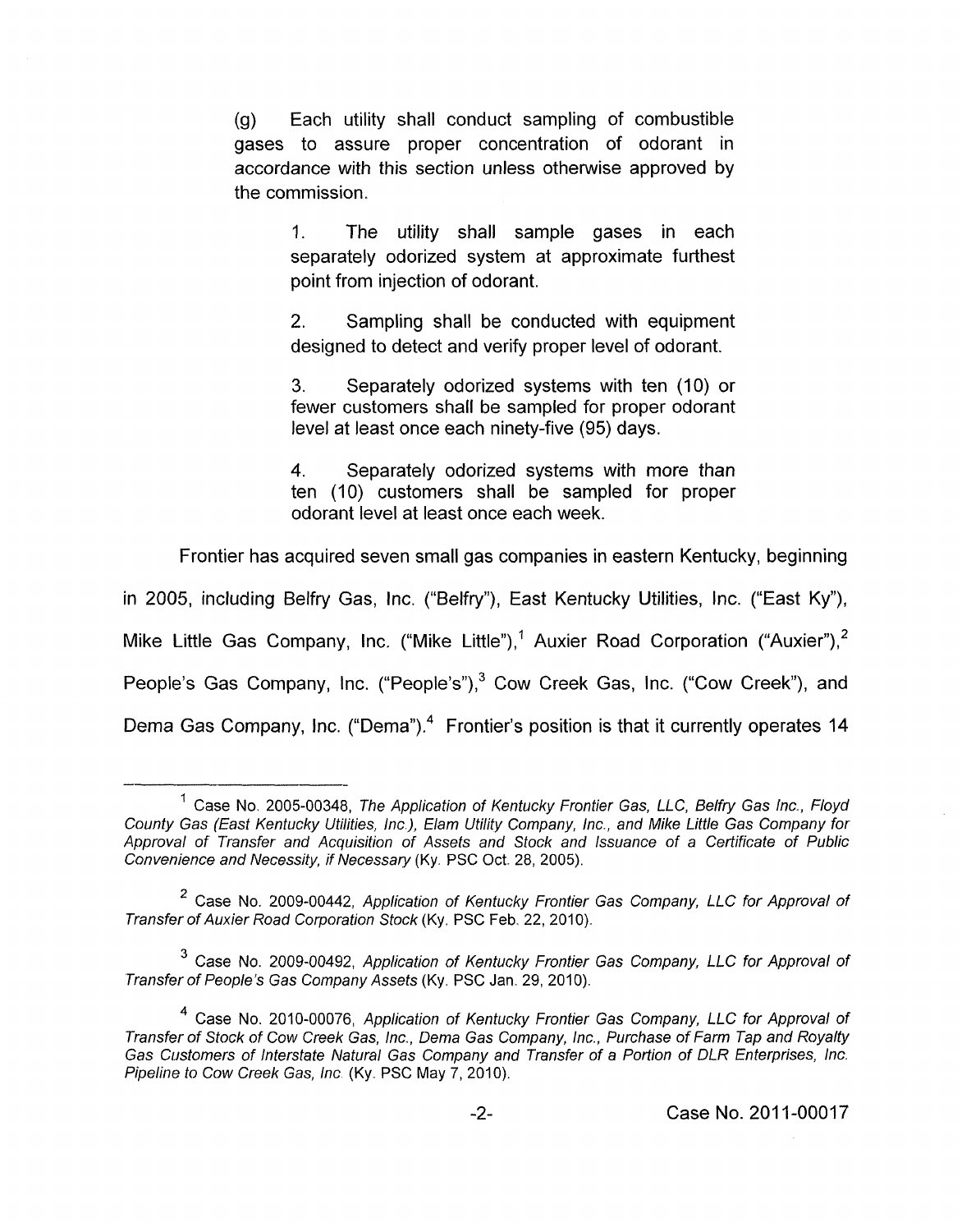(g) Each utility shall conduct sampling of combustible gases to assure proper concentration of odorant in accordance with this section unless otherwise approved by the commission.

> 1. The utility shall sample gases in each separately odorized system at approximate furthest point from injection of odorant.
>
> 2. Sampling shall be conducted with equipment designed to detect and verify proper level of odorant.
>
> 3. Separately odorized systems with ten (10) or fewer customers shall be sampled for proper odorant level at least once each ninety-five (95) days.
>
> 4. Separately odorized systems with more than ten (10) customers shall be sampled for proper odorant level at least once each week.

Frontier has acquired seven small gas companies in eastern Kentucky, beginning in 2005, including Belfry Gas, Inc. ("Belfry"), East Kentucky Utilities, Inc. ("East Ky"), Mike Little Gas Company, Inc. ("Mike Little"),[1] Auxier Road Corporation ("Auxier"),[2] People's Gas Company, Inc. ("People's"),[3] Cow Creek Gas, Inc. ("Cow Creek"), and Dema Gas Company, Inc. ("Dema").[4] Frontier's position is that it currently operates 14

---

[1] Case No. 2005-00348, *The Application of Kentucky Frontier Gas, LLC, Belfry Gas Inc., Floyd County Gas (East Kentucky Utilities, Inc.), Elam Utility Company, Inc., and Mike Little Gas Company for Approval of Transfer and Acquisition of Assets and Stock and Issuance of a Certificate of Public Convenience and Necessity, if Necessary* (Ky. PSC Oct. 28, 2005).

[2] Case No. 2009-00442, *Application of Kentucky Frontier Gas Company, LLC for Approval of Transfer of Auxier Road Corporation Stock* (Ky. PSC Feb. 22, 2010).

[3] Case No. 2009-00492, *Application of Kentucky Frontier Gas Company, LLC for Approval of Transfer of People's Gas Company Assets* (Ky. PSC Jan. 29, 2010).

[4] Case No. 2010-00076, *Application of Kentucky Frontier Gas Company, LLC for Approval of Transfer of Stock of Cow Creek Gas, Inc., Dema Gas Company, Inc., Purchase of Farm Tap and Royalty Gas Customers of Interstate Natural Gas Company and Transfer of a Portion of DLR Enterprises, Inc. Pipeline to Cow Creek Gas, Inc.* (Ky. PSC May 7, 2010).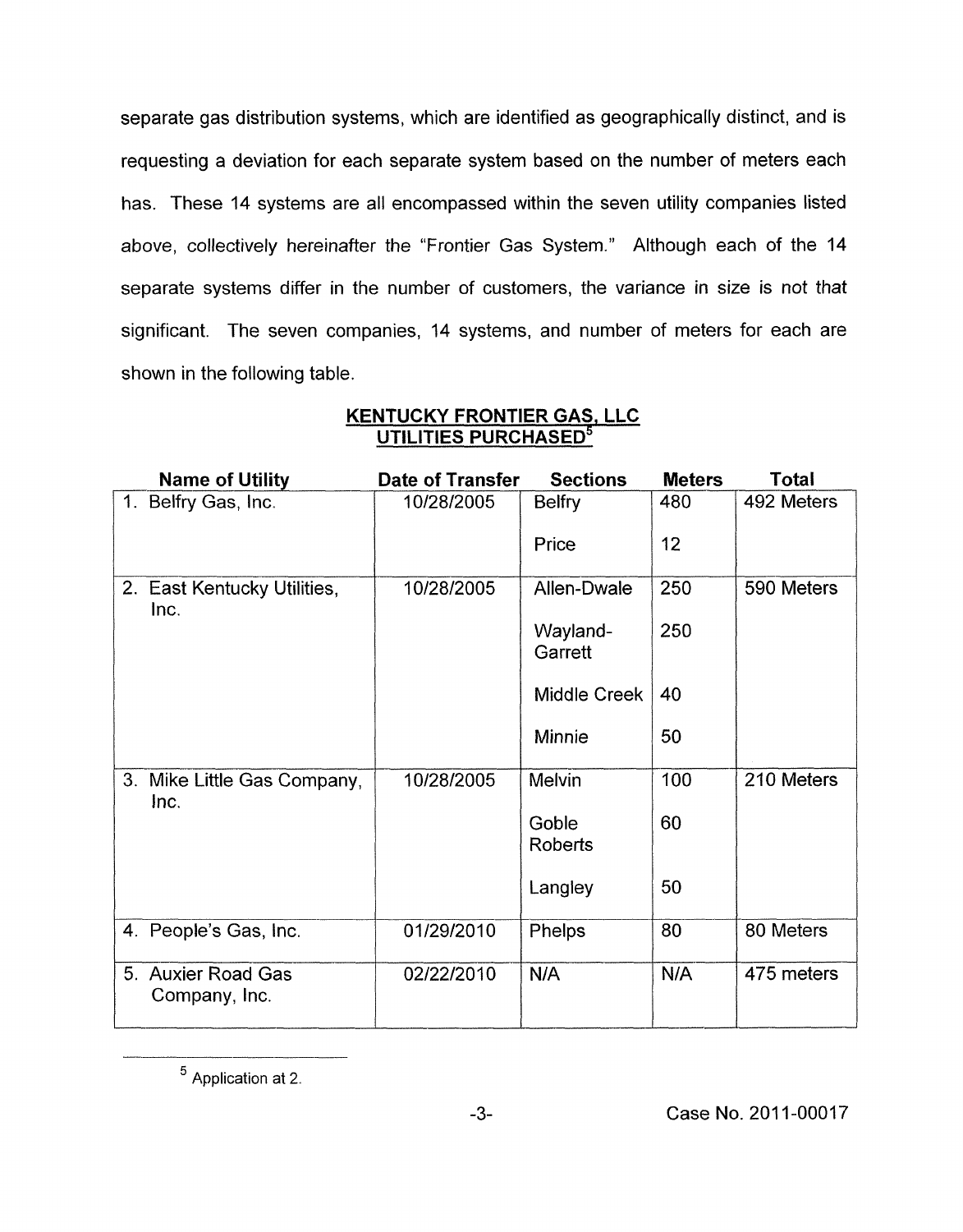separate gas distribution systems, which are identified as geographically distinct, and is requesting a deviation for each separate system based on the number of meters each has. These 14 systems are all encompassed within the seven utility companies listed above, collectively hereinafter the "Frontier Gas System." Although each of the 14 separate systems differ in the number of customers, the variance in size is not that significant. The seven companies, 14 systems, and number of meters for each are shown in the following table.

**KENTUCKY FRONTIER GAS, LLC**
**UTILITIES PURCHASED**[5]

| Name of Utility | Date of Transfer | Sections | Meters | Total |
|---|---|---|---|---|
| 1. Belfry Gas, Inc. | 10/28/2005 | Belfry | 480 | 492 Meters |
| | | Price | 12 | |
| 2. East Kentucky Utilities, Inc. | 10/28/2005 | Allen-Dwale | 250 | 590 Meters |
| | | Wayland-Garrett | 250 | |
| | | Middle Creek | 40 | |
| | | Minnie | 50 | |
| 3. Mike Little Gas Company, Inc. | 10/28/2005 | Melvin | 100 | 210 Meters |
| | | Goble Roberts | 60 | |
| | | Langley | 50 | |
| 4. People's Gas, Inc. | 01/29/2010 | Phelps | 80 | 80 Meters |
| 5. Auxier Road Gas Company, Inc. | 02/22/2010 | N/A | N/A | 475 meters |

---

[5] Application at 2.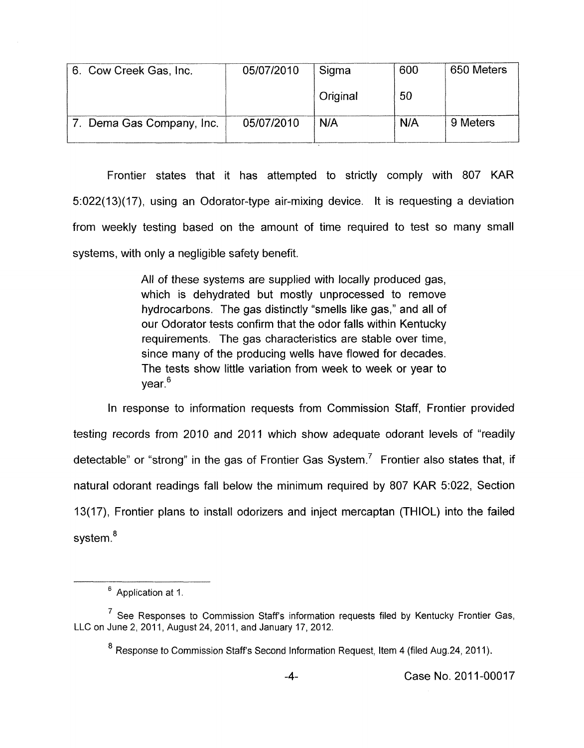| 6. Cow Creek Gas, Inc. | 05/07/2010 | Sigma<br>Original | 600<br>50 | 650 Meters |
|---|---|---|---|---|
| 7. Dema Gas Company, Inc. | 05/07/2010 | N/A | N/A | 9 Meters |

Frontier states that it has attempted to strictly comply with 807 KAR 5:022(13)(17), using an Odorator-type air-mixing device. It is requesting a deviation from weekly testing based on the amount of time required to test so many small systems, with only a negligible safety benefit.

> All of these systems are supplied with locally produced gas, which is dehydrated but mostly unprocessed to remove hydrocarbons. The gas distinctly "smells like gas," and all of our Odorator tests confirm that the odor falls within Kentucky requirements. The gas characteristics are stable over time, since many of the producing wells have flowed for decades. The tests show little variation from week to week or year to year.[6]

In response to information requests from Commission Staff, Frontier provided testing records from 2010 and 2011 which show adequate odorant levels of "readily detectable" or "strong" in the gas of Frontier Gas System.[7] Frontier also states that, if natural odorant readings fall below the minimum required by 807 KAR 5:022, Section 13(17), Frontier plans to install odorizers and inject mercaptan (THIOL) into the failed system.[8]

---

[6] Application at 1.

[7] See Responses to Commission Staff's information requests filed by Kentucky Frontier Gas, LLC on June 2, 2011, August 24, 2011, and January 17, 2012.

[8] Response to Commission Staff's Second Information Request, Item 4 (filed Aug.24, 2011).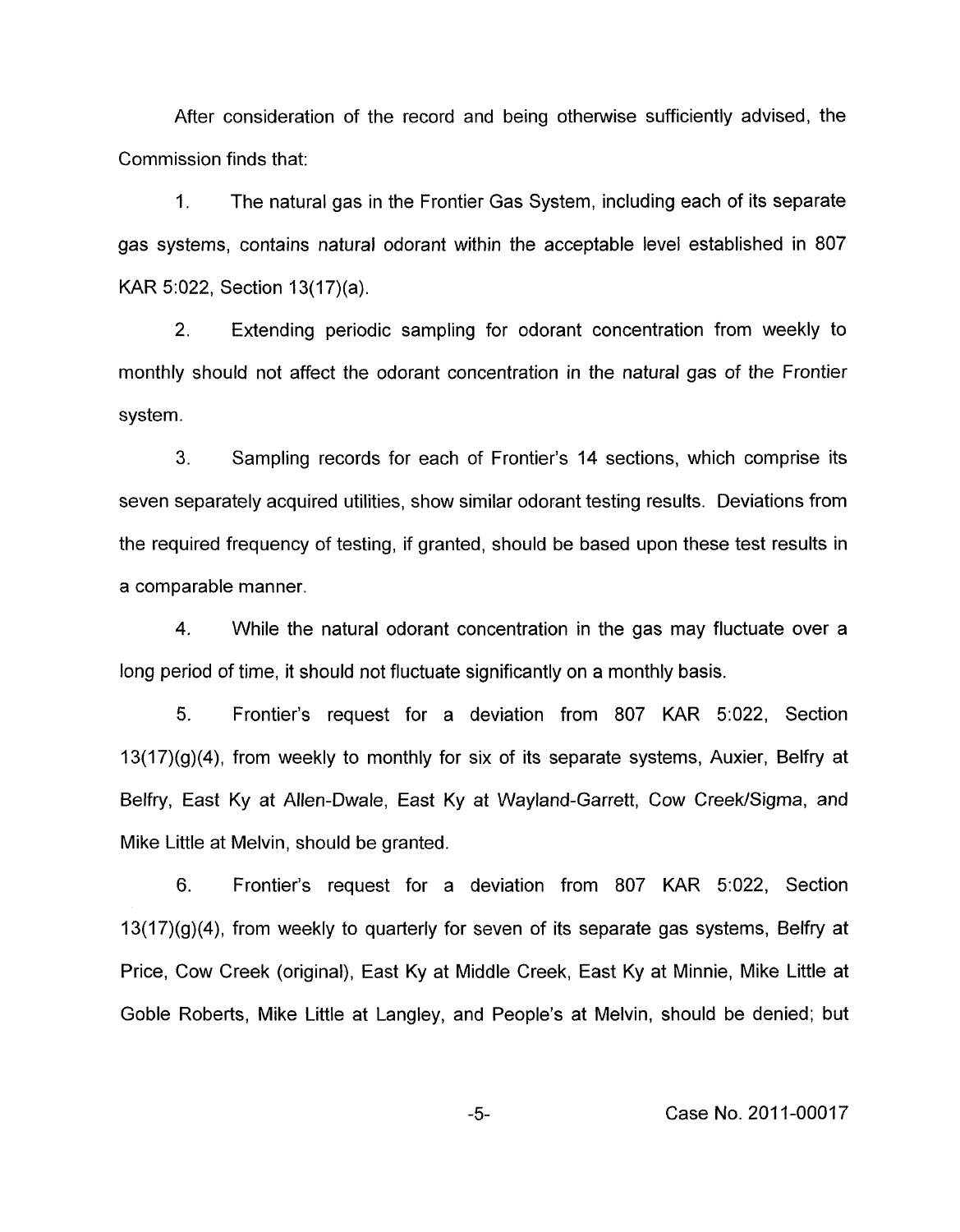After consideration of the record and being otherwise sufficiently advised, the Commission finds that:

1. The natural gas in the Frontier Gas System, including each of its separate gas systems, contains natural odorant within the acceptable level established in 807 KAR 5:022, Section 13(17)(a).

2. Extending periodic sampling for odorant concentration from weekly to monthly should not affect the odorant concentration in the natural gas of the Frontier system.

3. Sampling records for each of Frontier's 14 sections, which comprise its seven separately acquired utilities, show similar odorant testing results. Deviations from the required frequency of testing, if granted, should be based upon these test results in a comparable manner.

4. While the natural odorant concentration in the gas may fluctuate over a long period of time, it should not fluctuate significantly on a monthly basis.

5. Frontier's request for a deviation from 807 KAR 5:022, Section 13(17)(g)(4), from weekly to monthly for six of its separate systems, Auxier, Belfry at Belfry, East Ky at Allen-Dwale, East Ky at Wayland-Garrett, Cow Creek/Sigma, and Mike Little at Melvin, should be granted.

6. Frontier's request for a deviation from 807 KAR 5:022, Section 13(17)(g)(4), from weekly to quarterly for seven of its separate gas systems, Belfry at Price, Cow Creek (original), East Ky at Middle Creek, East Ky at Minnie, Mike Little at Goble Roberts, Mike Little at Langley, and People's at Melvin, should be denied; but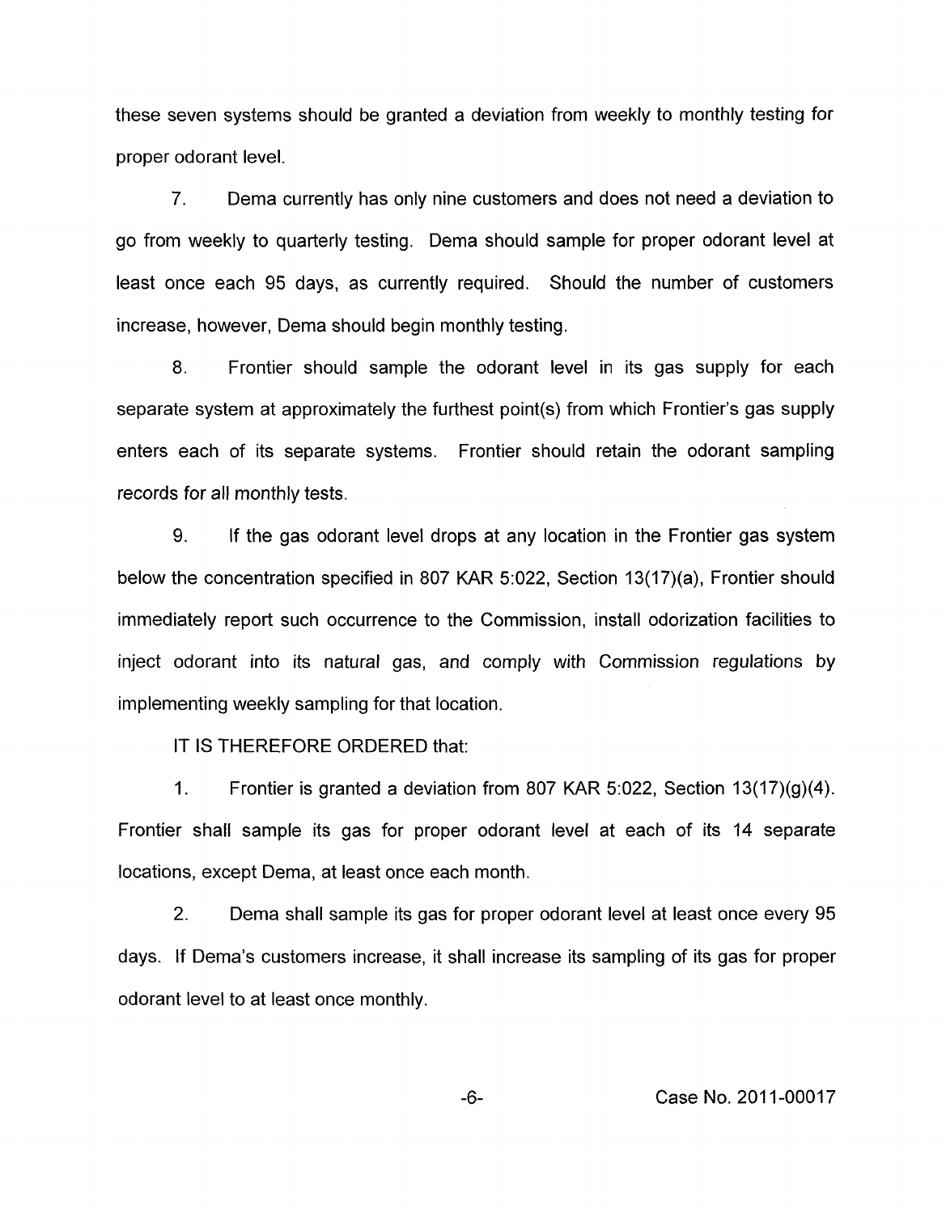these seven systems should be granted a deviation from weekly to monthly testing for proper odorant level.

7. Dema currently has only nine customers and does not need a deviation to go from weekly to quarterly testing. Dema should sample for proper odorant level at least once each 95 days, as currently required. Should the number of customers increase, however, Dema should begin monthly testing.

8. Frontier should sample the odorant level in its gas supply for each separate system at approximately the furthest point(s) from which Frontier's gas supply enters each of its separate systems. Frontier should retain the odorant sampling records for all monthly tests.

9. If the gas odorant level drops at any location in the Frontier gas system below the concentration specified in 807 KAR 5:022, Section 13(17)(a), Frontier should immediately report such occurrence to the Commission, install odorization facilities to inject odorant into its natural gas, and comply with Commission regulations by implementing weekly sampling for that location.

IT IS THEREFORE ORDERED that:

1. Frontier is granted a deviation from 807 KAR 5:022, Section 13(17)(g)(4). Frontier shall sample its gas for proper odorant level at each of its 14 separate locations, except Dema, at least once each month.

2. Dema shall sample its gas for proper odorant level at least once every 95 days. If Dema's customers increase, it shall increase its sampling of its gas for proper odorant level to at least once monthly.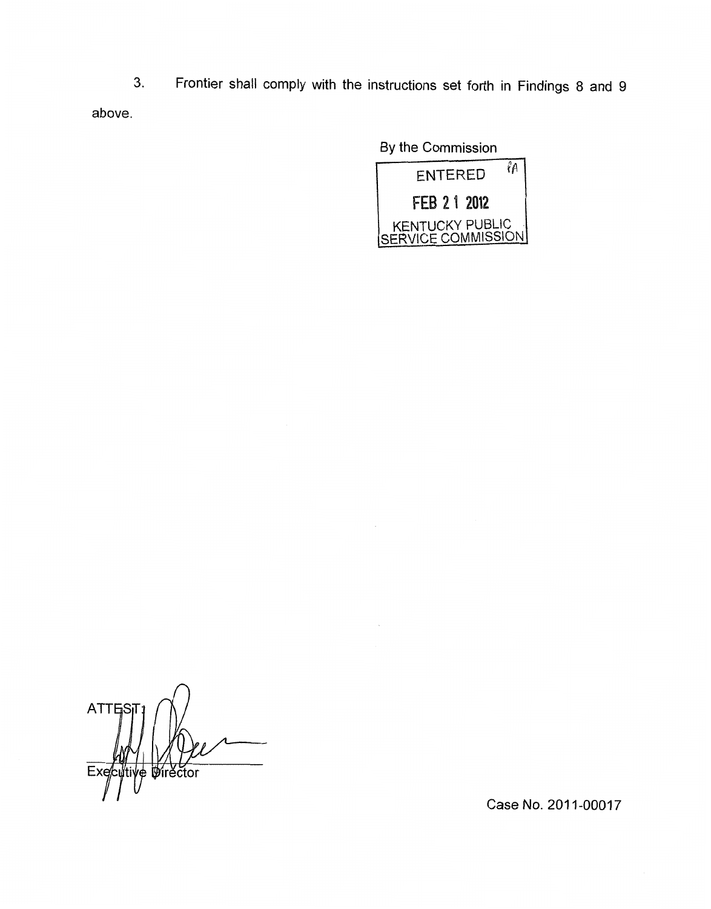3. Frontier shall comply with the instructions set forth in Findings 8 and 9 above.

By the Commission

ENTERED

FEB 21 2012

KENTUCKY PUBLIC SERVICE COMMISSION

ATTEST:

Executive Director

Case No. 2011-00017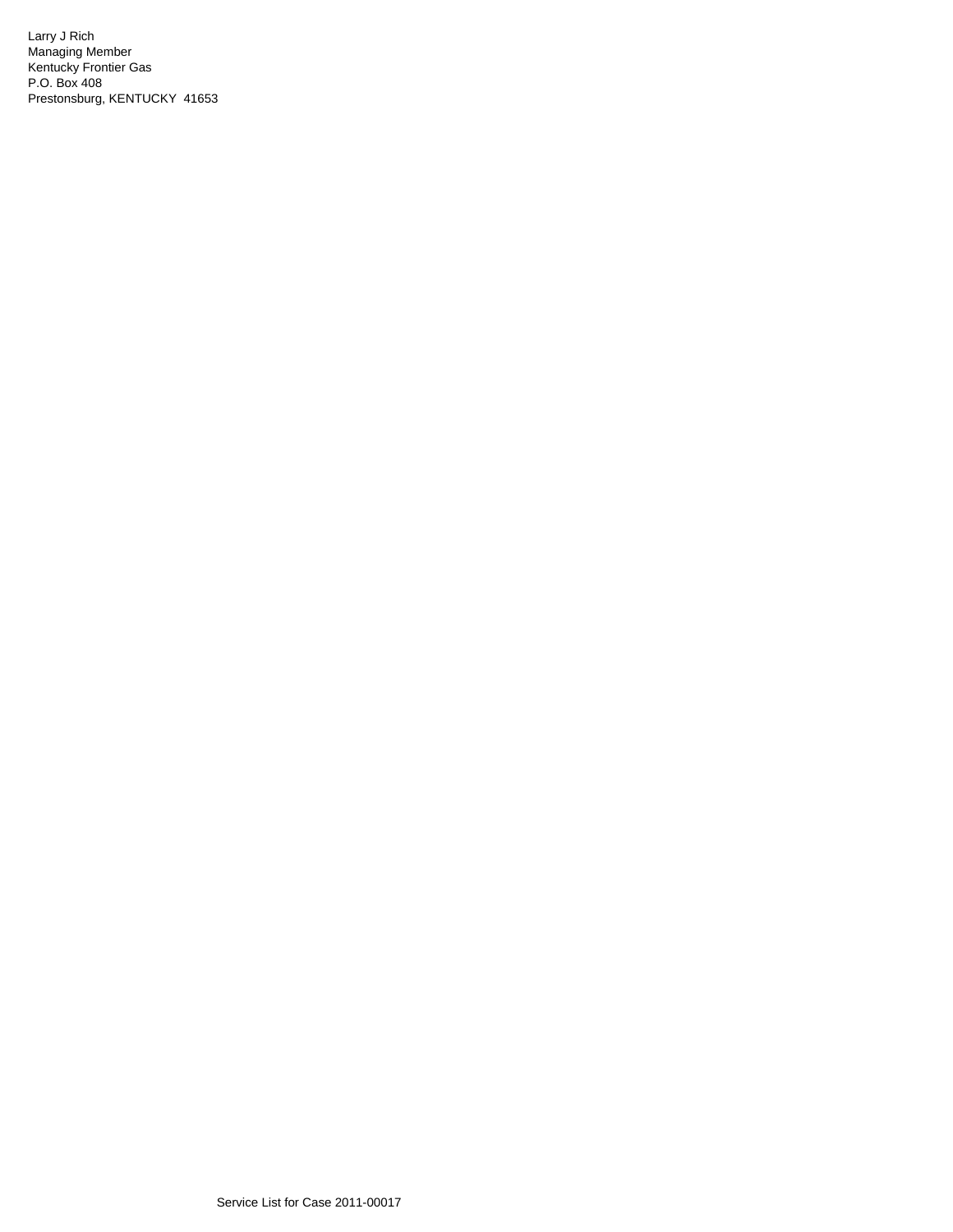Larry J Rich
Managing Member
Kentucky Frontier Gas
P.O. Box 408
Prestonsburg, KENTUCKY  41653